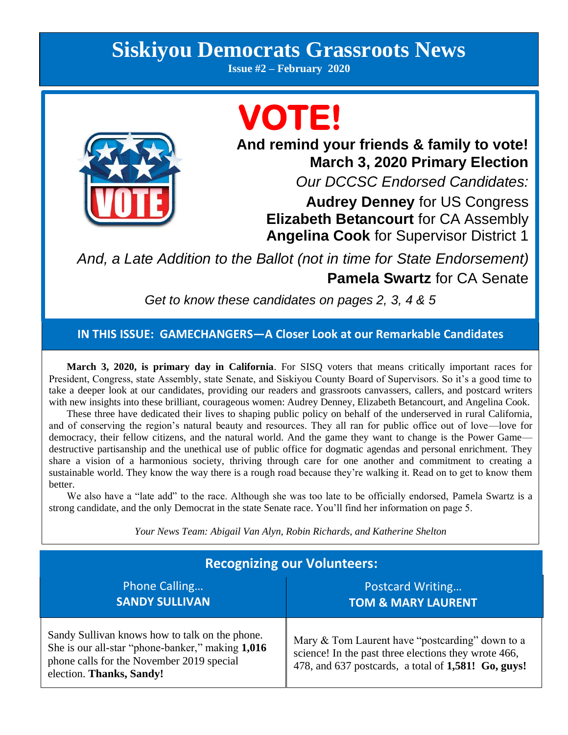# Siskiyou Democrats Grassroots News

**Issue #2 – February 2020**

# VOTE!

**And remind your friends & family to vote!**

**March 3, 2020 Primary Election**

*Our DCCSC Endorsed Candidates:*

**Audrey Denney** for US Congress
**Elizabeth Betancourt** for CA Assembly
**Angelina Cook** for Supervisor District 1

*And, a Late Addition to the Ballot (not in time for State Endorsement)*

**Pamela Swartz** for CA Senate

*Get to know these candidates on pages 2, 3, 4 & 5*

## IN THIS ISSUE: GAMECHANGERS—A Closer Look at our Remarkable Candidates

**March 3, 2020, is primary day in California**. For SISQ voters that means critically important races for President, Congress, state Assembly, state Senate, and Siskiyou County Board of Supervisors. So it's a good time to take a deeper look at our candidates, providing our readers and grassroots canvassers, callers, and postcard writers with new insights into these brilliant, courageous women: Audrey Denney, Elizabeth Betancourt, and Angelina Cook.

These three have dedicated their lives to shaping public policy on behalf of the underserved in rural California, and of conserving the region's natural beauty and resources. They all ran for public office out of love—love for democracy, their fellow citizens, and the natural world. And the game they want to change is the Power Game—destructive partisanship and the unethical use of public office for dogmatic agendas and personal enrichment. They share a vision of a harmonious society, thriving through care for one another and commitment to creating a sustainable world. They know the way there is a rough road because they're walking it. Read on to get to know them better.

We also have a "late add" to the race. Although she was too late to be officially endorsed, Pamela Swartz is a strong candidate, and the only Democrat in the state Senate race. You'll find her information on page 5.

*Your News Team: Abigail Van Alyn, Robin Richards, and Katherine Shelton*

## Recognizing our Volunteers:

| Phone Calling… **SANDY SULLIVAN** | Postcard Writing… **TOM & MARY LAURENT** |
|---|---|
| Sandy Sullivan knows how to talk on the phone. She is our all-star "phone-banker," making **1,016** phone calls for the November 2019 special election. **Thanks, Sandy!** | Mary & Tom Laurent have "postcarding" down to a science! In the past three elections they wrote 466, 478, and 637 postcards, a total of **1,581! Go, guys!** |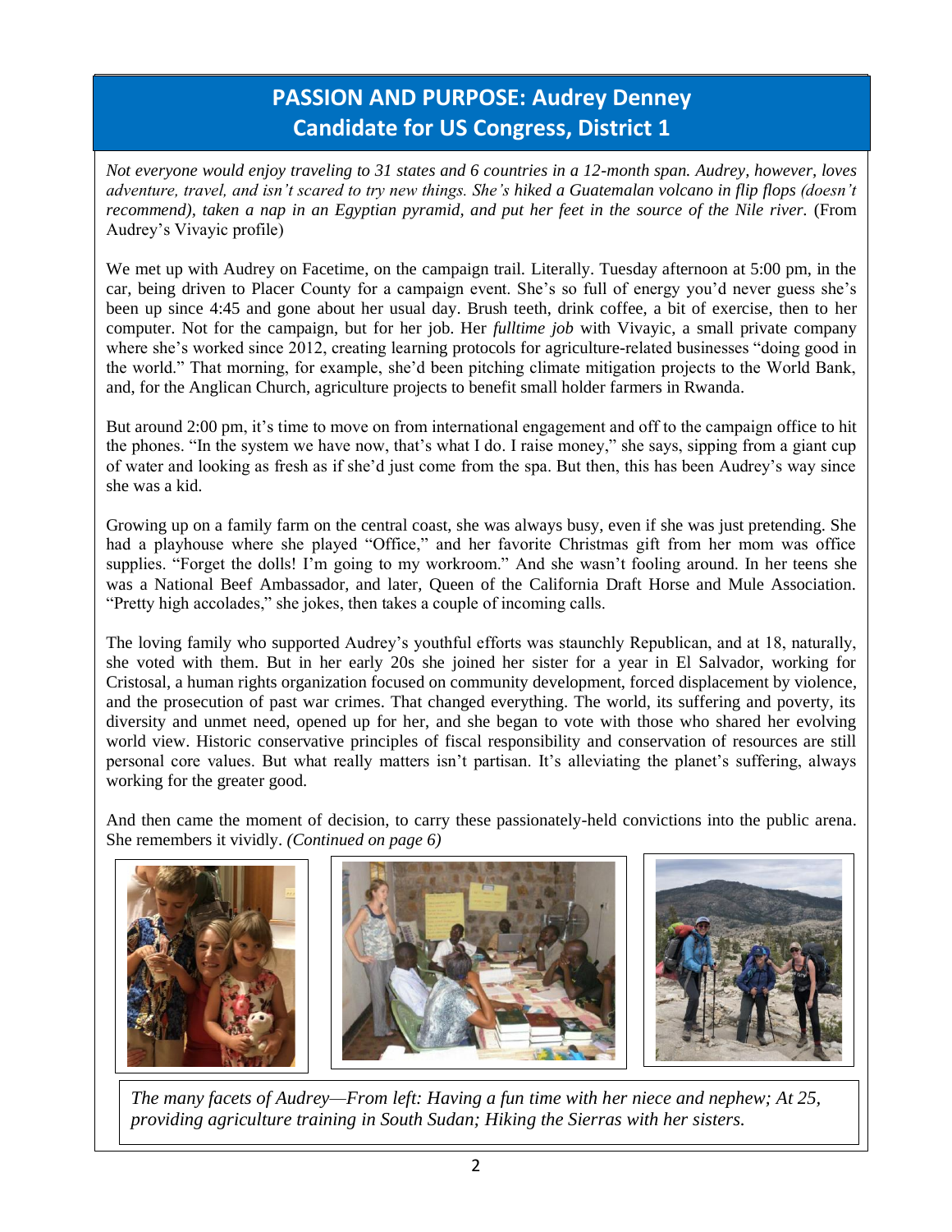## PASSION AND PURPOSE: Audrey Denney
## Candidate for US Congress, District 1

*Not everyone would enjoy traveling to 31 states and 6 countries in a 12-month span. Audrey, however, loves adventure, travel, and isn't scared to try new things. She's hiked a Guatemalan volcano in flip flops (doesn't recommend), taken a nap in an Egyptian pyramid, and put her feet in the source of the Nile river.* (From Audrey's Vivayic profile)

We met up with Audrey on Facetime, on the campaign trail. Literally. Tuesday afternoon at 5:00 pm, in the car, being driven to Placer County for a campaign event. She's so full of energy you'd never guess she's been up since 4:45 and gone about her usual day. Brush teeth, drink coffee, a bit of exercise, then to her computer. Not for the campaign, but for her job. Her *fulltime job* with Vivayic, a small private company where she's worked since 2012, creating learning protocols for agriculture-related businesses "doing good in the world." That morning, for example, she'd been pitching climate mitigation projects to the World Bank, and, for the Anglican Church, agriculture projects to benefit small holder farmers in Rwanda.

But around 2:00 pm, it's time to move on from international engagement and off to the campaign office to hit the phones. "In the system we have now, that's what I do. I raise money," she says, sipping from a giant cup of water and looking as fresh as if she'd just come from the spa. But then, this has been Audrey's way since she was a kid.

Growing up on a family farm on the central coast, she was always busy, even if she was just pretending. She had a playhouse where she played "Office," and her favorite Christmas gift from her mom was office supplies. "Forget the dolls! I'm going to my workroom." And she wasn't fooling around. In her teens she was a National Beef Ambassador, and later, Queen of the California Draft Horse and Mule Association. "Pretty high accolades," she jokes, then takes a couple of incoming calls.

The loving family who supported Audrey's youthful efforts was staunchly Republican, and at 18, naturally, she voted with them. But in her early 20s she joined her sister for a year in El Salvador, working for Cristosal, a human rights organization focused on community development, forced displacement by violence, and the prosecution of past war crimes. That changed everything. The world, its suffering and poverty, its diversity and unmet need, opened up for her, and she began to vote with those who shared her evolving world view. Historic conservative principles of fiscal responsibility and conservation of resources are still personal core values. But what really matters isn't partisan. It's alleviating the planet's suffering, always working for the greater good.

And then came the moment of decision, to carry these passionately-held convictions into the public arena. She remembers it vividly. *(Continued on page 6)*

*The many facets of Audrey—From left: Having a fun time with her niece and nephew; At 25, providing agriculture training in South Sudan; Hiking the Sierras with her sisters.*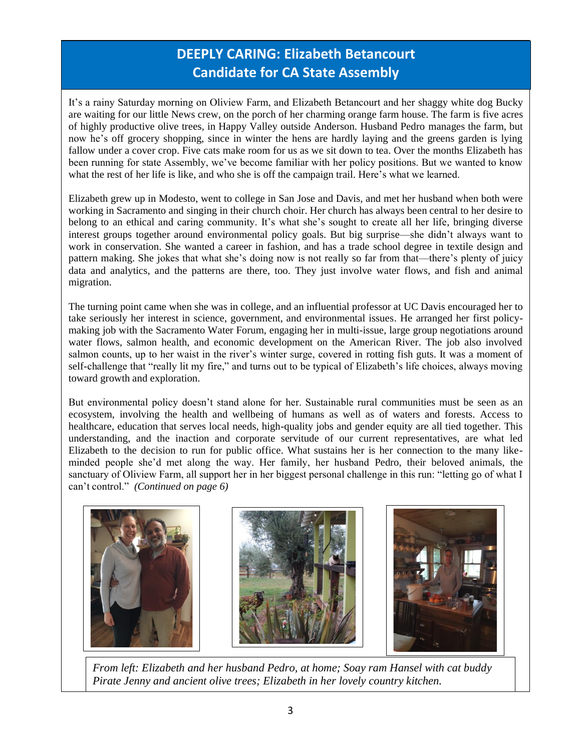# DEEPLY CARING: Elizabeth Betancourt
## Candidate for CA State Assembly

It's a rainy Saturday morning on Oliview Farm, and Elizabeth Betancourt and her shaggy white dog Bucky are waiting for our little News crew, on the porch of her charming orange farm house. The farm is five acres of highly productive olive trees, in Happy Valley outside Anderson. Husband Pedro manages the farm, but now he's off grocery shopping, since in winter the hens are hardly laying and the greens garden is lying fallow under a cover crop. Five cats make room for us as we sit down to tea. Over the months Elizabeth has been running for state Assembly, we've become familiar with her policy positions. But we wanted to know what the rest of her life is like, and who she is off the campaign trail. Here's what we learned.

Elizabeth grew up in Modesto, went to college in San Jose and Davis, and met her husband when both were working in Sacramento and singing in their church choir. Her church has always been central to her desire to belong to an ethical and caring community. It's what she's sought to create all her life, bringing diverse interest groups together around environmental policy goals. But big surprise—she didn't always want to work in conservation. She wanted a career in fashion, and has a trade school degree in textile design and pattern making. She jokes that what she's doing now is not really so far from that—there's plenty of juicy data and analytics, and the patterns are there, too. They just involve water flows, and fish and animal migration.

The turning point came when she was in college, and an influential professor at UC Davis encouraged her to take seriously her interest in science, government, and environmental issues. He arranged her first policy-making job with the Sacramento Water Forum, engaging her in multi-issue, large group negotiations around water flows, salmon health, and economic development on the American River. The job also involved salmon counts, up to her waist in the river's winter surge, covered in rotting fish guts. It was a moment of self-challenge that "really lit my fire," and turns out to be typical of Elizabeth's life choices, always moving toward growth and exploration.

But environmental policy doesn't stand alone for her. Sustainable rural communities must be seen as an ecosystem, involving the health and wellbeing of humans as well as of waters and forests. Access to healthcare, education that serves local needs, high-quality jobs and gender equity are all tied together. This understanding, and the inaction and corporate servitude of our current representatives, are what led Elizabeth to the decision to run for public office. What sustains her is her connection to the many like-minded people she'd met along the way. Her family, her husband Pedro, their beloved animals, the sanctuary of Oliview Farm, all support her in her biggest personal challenge in this run: "letting go of what I can't control." *(Continued on page 6)*

*From left: Elizabeth and her husband Pedro, at home; Soay ram Hansel with cat buddy Pirate Jenny and ancient olive trees; Elizabeth in her lovely country kitchen.*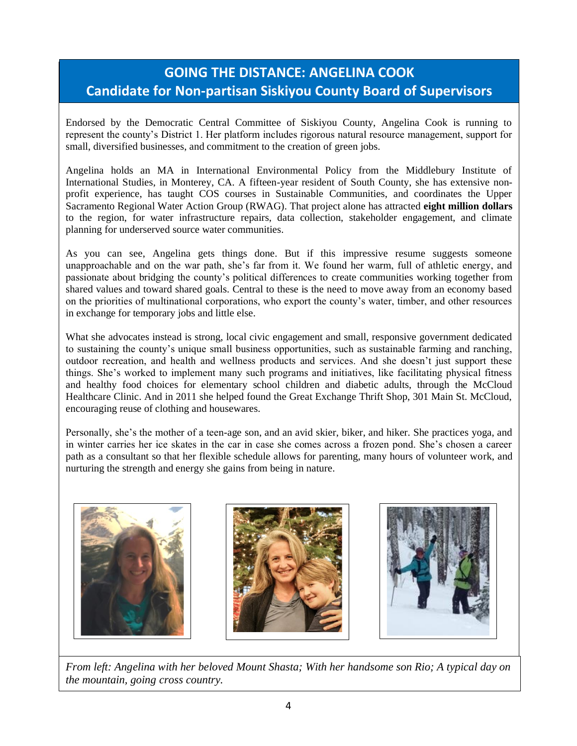# GOING THE DISTANCE: ANGELINA COOK

## Candidate for Non-partisan Siskiyou County Board of Supervisors

Endorsed by the Democratic Central Committee of Siskiyou County, Angelina Cook is running to represent the county's District 1. Her platform includes rigorous natural resource management, support for small, diversified businesses, and commitment to the creation of green jobs.

Angelina holds an MA in International Environmental Policy from the Middlebury Institute of International Studies, in Monterey, CA. A fifteen-year resident of South County, she has extensive non-profit experience, has taught COS courses in Sustainable Communities, and coordinates the Upper Sacramento Regional Water Action Group (RWAG). That project alone has attracted **eight million dollars** to the region, for water infrastructure repairs, data collection, stakeholder engagement, and climate planning for underserved source water communities.

As you can see, Angelina gets things done. But if this impressive resume suggests someone unapproachable and on the war path, she's far from it. We found her warm, full of athletic energy, and passionate about bridging the county's political differences to create communities working together from shared values and toward shared goals. Central to these is the need to move away from an economy based on the priorities of multinational corporations, who export the county's water, timber, and other resources in exchange for temporary jobs and little else.

What she advocates instead is strong, local civic engagement and small, responsive government dedicated to sustaining the county's unique small business opportunities, such as sustainable farming and ranching, outdoor recreation, and health and wellness products and services. And she doesn't just support these things. She's worked to implement many such programs and initiatives, like facilitating physical fitness and healthy food choices for elementary school children and diabetic adults, through the McCloud Healthcare Clinic. And in 2011 she helped found the Great Exchange Thrift Shop, 301 Main St. McCloud, encouraging reuse of clothing and housewares.

Personally, she's the mother of a teen-age son, and an avid skier, biker, and hiker. She practices yoga, and in winter carries her ice skates in the car in case she comes across a frozen pond. She's chosen a career path as a consultant so that her flexible schedule allows for parenting, many hours of volunteer work, and nurturing the strength and energy she gains from being in nature.

*From left: Angelina with her beloved Mount Shasta; With her handsome son Rio; A typical day on the mountain, going cross country.*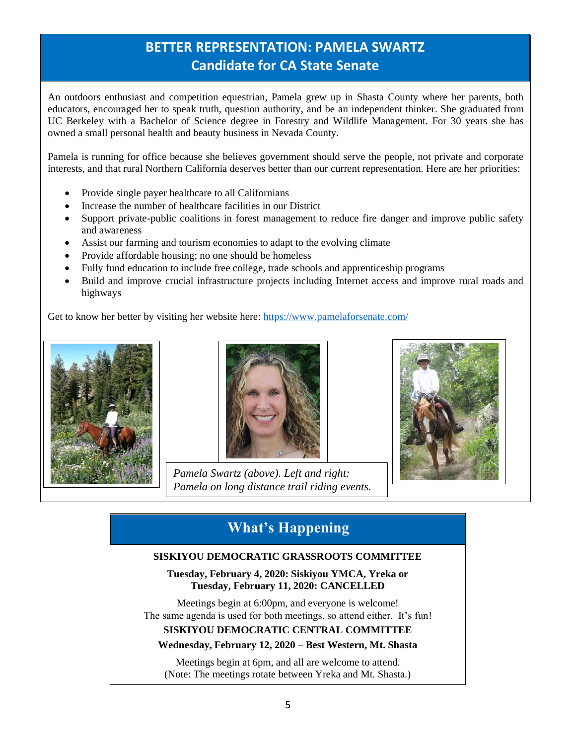## BETTER REPRESENTATION: PAMELA SWARTZ
## Candidate for CA State Senate

An outdoors enthusiast and competition equestrian, Pamela grew up in Shasta County where her parents, both educators, encouraged her to speak truth, question authority, and be an independent thinker. She graduated from UC Berkeley with a Bachelor of Science degree in Forestry and Wildlife Management. For 30 years she has owned a small personal health and beauty business in Nevada County.

Pamela is running for office because she believes government should serve the people, not private and corporate interests, and that rural Northern California deserves better than our current representation. Here are her priorities:

- Provide single payer healthcare to all Californians
- Increase the number of healthcare facilities in our District
- Support private-public coalitions in forest management to reduce fire danger and improve public safety and awareness
- Assist our farming and tourism economies to adapt to the evolving climate
- Provide affordable housing; no one should be homeless
- Fully fund education to include free college, trade schools and apprenticeship programs
- Build and improve crucial infrastructure projects including Internet access and improve rural roads and highways

Get to know her better by visiting her website here: [https://www.pamelaforsenate.com/](https://www.pamelaforsenate.com/)

*Pamela Swartz (above). Left and right: Pamela on long distance trail riding events.*

## What's Happening

**SISKIYOU DEMOCRATIC GRASSROOTS COMMITTEE**

**Tuesday, February 4, 2020: Siskiyou YMCA, Yreka or**
**Tuesday, February 11, 2020: CANCELLED**

Meetings begin at 6:00pm, and everyone is welcome!
The same agenda is used for both meetings, so attend either. It's fun!

**SISKIYOU DEMOCRATIC CENTRAL COMMITTEE**

**Wednesday, February 12, 2020 – Best Western, Mt. Shasta**

Meetings begin at 6pm, and all are welcome to attend.
(Note: The meetings rotate between Yreka and Mt. Shasta.)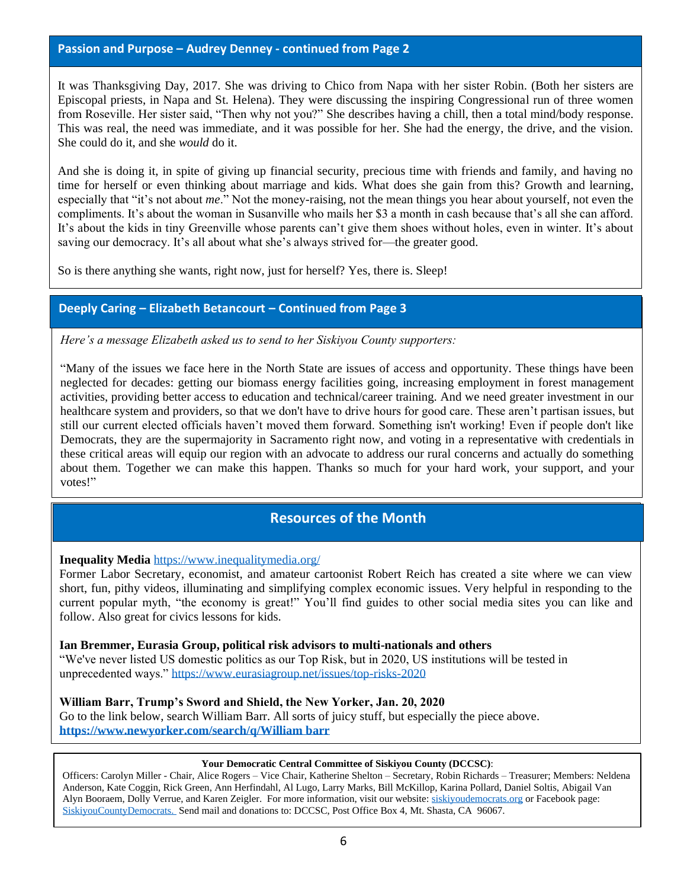## Passion and Purpose – Audrey Denney - continued from Page 2

It was Thanksgiving Day, 2017. She was driving to Chico from Napa with her sister Robin. (Both her sisters are Episcopal priests, in Napa and St. Helena). They were discussing the inspiring Congressional run of three women from Roseville. Her sister said, "Then why not you?" She describes having a chill, then a total mind/body response. This was real, the need was immediate, and it was possible for her. She had the energy, the drive, and the vision. She could do it, and she *would* do it.

And she is doing it, in spite of giving up financial security, precious time with friends and family, and having no time for herself or even thinking about marriage and kids. What does she gain from this? Growth and learning, especially that "it's not about *me*." Not the money-raising, not the mean things you hear about yourself, not even the compliments. It's about the woman in Susanville who mails her $3 a month in cash because that's all she can afford. It's about the kids in tiny Greenville whose parents can't give them shoes without holes, even in winter. It's about saving our democracy. It's all about what she's always strived for—the greater good.

So is there anything she wants, right now, just for herself? Yes, there is. Sleep!

## Deeply Caring – Elizabeth Betancourt – Continued from Page 3

*Here's a message Elizabeth asked us to send to her Siskiyou County supporters:*

"Many of the issues we face here in the North State are issues of access and opportunity. These things have been neglected for decades: getting our biomass energy facilities going, increasing employment in forest management activities, providing better access to education and technical/career training. And we need greater investment in our healthcare system and providers, so that we don't have to drive hours for good care. These aren't partisan issues, but still our current elected officials haven't moved them forward. Something isn't working! Even if people don't like Democrats, they are the supermajority in Sacramento right now, and voting in a representative with credentials in these critical areas will equip our region with an advocate to address our rural concerns and actually do something about them. Together we can make this happen. Thanks so much for your hard work, your support, and your votes!"

## Resources of the Month

**Inequality Media** https://www.inequalitymedia.org/
Former Labor Secretary, economist, and amateur cartoonist Robert Reich has created a site where we can view short, fun, pithy videos, illuminating and simplifying complex economic issues. Very helpful in responding to the current popular myth, "the economy is great!" You'll find guides to other social media sites you can like and follow. Also great for civics lessons for kids.

**Ian Bremmer, Eurasia Group, political risk advisors to multi-nationals and others**
"We've never listed US domestic politics as our Top Risk, but in 2020, US institutions will be tested in unprecedented ways." https://www.eurasiagroup.net/issues/top-risks-2020

**William Barr, Trump's Sword and Shield, the New Yorker, Jan. 20, 2020**
Go to the link below, search William Barr. All sorts of juicy stuff, but especially the piece above.
**https://www.newyorker.com/search/q/William barr**

**Your Democratic Central Committee of Siskiyou County (DCCSC)**:
Officers: Carolyn Miller - Chair, Alice Rogers – Vice Chair, Katherine Shelton – Secretary, Robin Richards – Treasurer; Members: Neldena Anderson, Kate Coggin, Rick Green, Ann Herfindahl, Al Lugo, Larry Marks, Bill McKillop, Karina Pollard, Daniel Soltis, Abigail Van Alyn Booraem, Dolly Verrue, and Karen Zeigler. For more information, visit our website: siskiyoudemocrats.org or Facebook page: SiskiyouCountyDemocrats. Send mail and donations to: DCCSC, Post Office Box 4, Mt. Shasta, CA 96067.